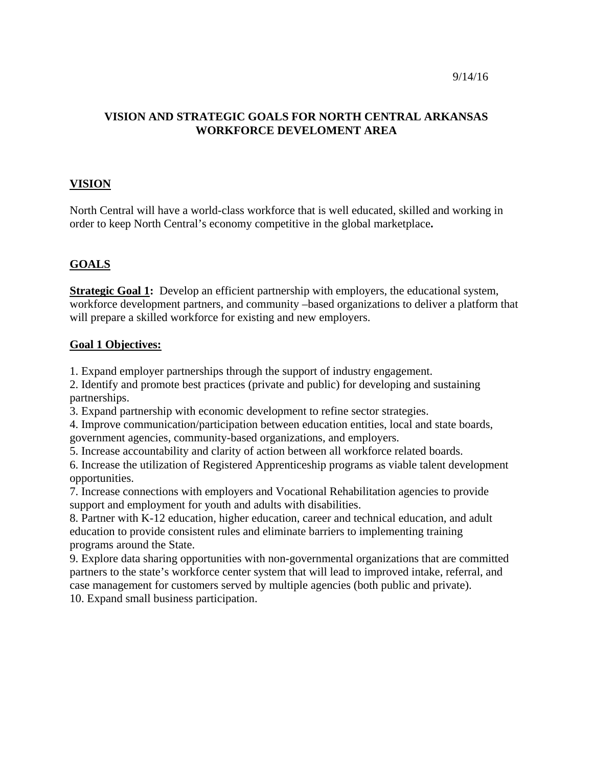9/14/16

# VISION AND STRATEGIC GOALS FOR NORTH CENTRAL ARKANSAS WORKFORCE DEVELOMENT AREA

## VISION

North Central will have a world-class workforce that is well educated, skilled and working in order to keep North Central's economy competitive in the global marketplace**.**

## GOALS

**Strategic Goal 1:** Develop an efficient partnership with employers, the educational system, workforce development partners, and community –based organizations to deliver a platform that will prepare a skilled workforce for existing and new employers.

**Goal 1 Objectives:**

1. Expand employer partnerships through the support of industry engagement.
2. Identify and promote best practices (private and public) for developing and sustaining partnerships.
3. Expand partnership with economic development to refine sector strategies.
4. Improve communication/participation between education entities, local and state boards, government agencies, community-based organizations, and employers.
5. Increase accountability and clarity of action between all workforce related boards.
6. Increase the utilization of Registered Apprenticeship programs as viable talent development opportunities.
7. Increase connections with employers and Vocational Rehabilitation agencies to provide support and employment for youth and adults with disabilities.
8. Partner with K-12 education, higher education, career and technical education, and adult education to provide consistent rules and eliminate barriers to implementing training programs around the State.
9. Explore data sharing opportunities with non-governmental organizations that are committed partners to the state's workforce center system that will lead to improved intake, referral, and case management for customers served by multiple agencies (both public and private).
10. Expand small business participation.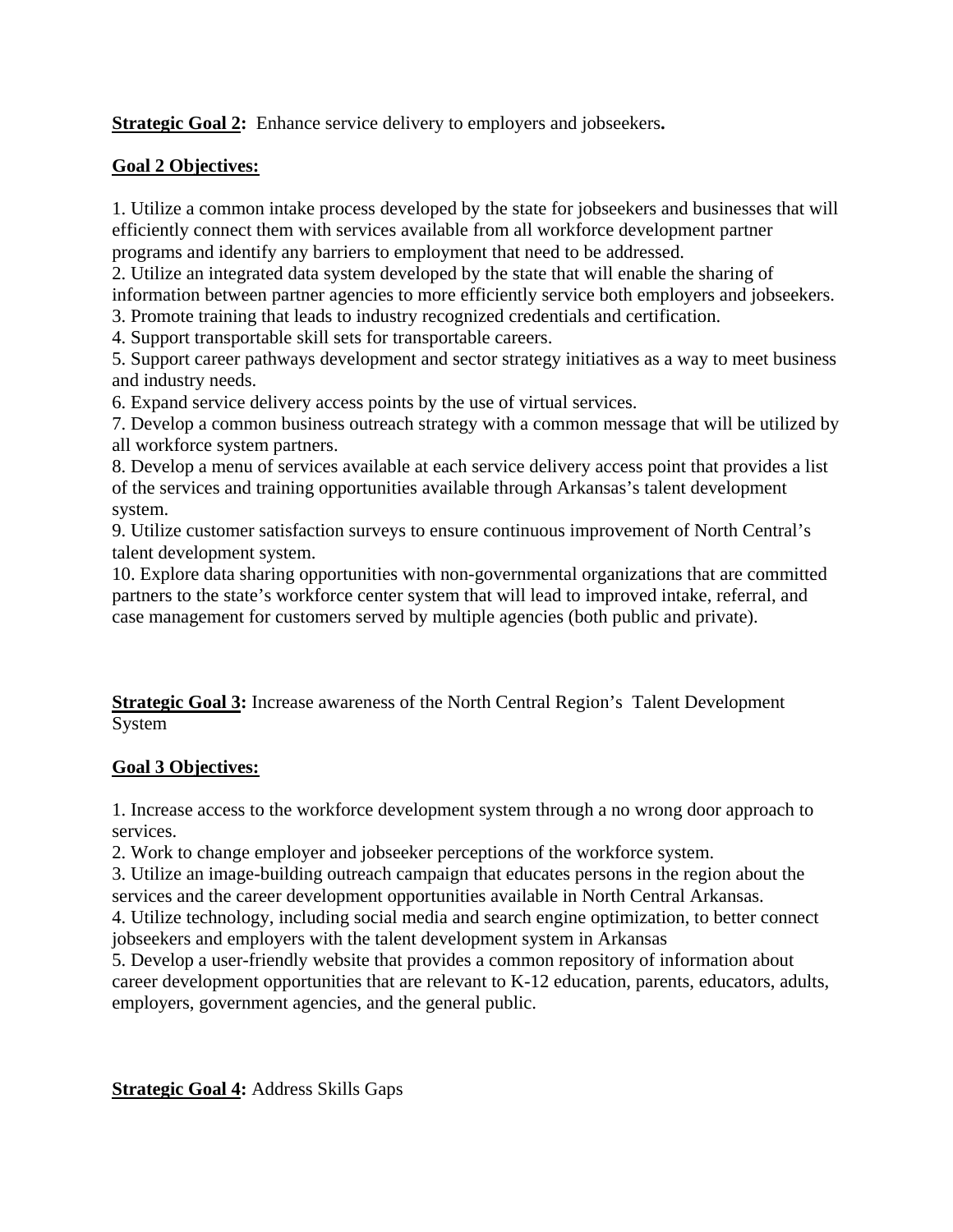**<u>Strategic Goal 2</u>:** Enhance service delivery to employers and jobseekers**.**

**<u>Goal 2 Objectives:</u>**

1. Utilize a common intake process developed by the state for jobseekers and businesses that will efficiently connect them with services available from all workforce development partner programs and identify any barriers to employment that need to be addressed.
2. Utilize an integrated data system developed by the state that will enable the sharing of information between partner agencies to more efficiently service both employers and jobseekers.
3. Promote training that leads to industry recognized credentials and certification.
4. Support transportable skill sets for transportable careers.
5. Support career pathways development and sector strategy initiatives as a way to meet business and industry needs.
6. Expand service delivery access points by the use of virtual services.
7. Develop a common business outreach strategy with a common message that will be utilized by all workforce system partners.
8. Develop a menu of services available at each service delivery access point that provides a list of the services and training opportunities available through Arkansas's talent development system.
9. Utilize customer satisfaction surveys to ensure continuous improvement of North Central's talent development system.
10. Explore data sharing opportunities with non-governmental organizations that are committed partners to the state's workforce center system that will lead to improved intake, referral, and case management for customers served by multiple agencies (both public and private).

**<u>Strategic Goal 3</u>:** Increase awareness of the North Central Region's Talent Development System

**<u>Goal 3 Objectives:</u>**

1. Increase access to the workforce development system through a no wrong door approach to services.
2. Work to change employer and jobseeker perceptions of the workforce system.
3. Utilize an image-building outreach campaign that educates persons in the region about the services and the career development opportunities available in North Central Arkansas.
4. Utilize technology, including social media and search engine optimization, to better connect jobseekers and employers with the talent development system in Arkansas
5. Develop a user-friendly website that provides a common repository of information about career development opportunities that are relevant to K-12 education, parents, educators, adults, employers, government agencies, and the general public.

**<u>Strategic Goal 4</u>:** Address Skills Gaps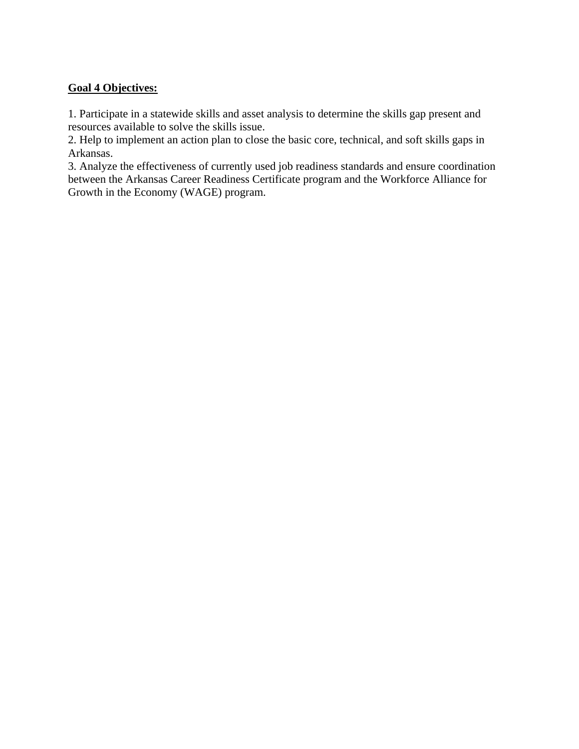**Goal 4 Objectives:**

1. Participate in a statewide skills and asset analysis to determine the skills gap present and resources available to solve the skills issue.
2. Help to implement an action plan to close the basic core, technical, and soft skills gaps in Arkansas.
3. Analyze the effectiveness of currently used job readiness standards and ensure coordination between the Arkansas Career Readiness Certificate program and the Workforce Alliance for Growth in the Economy (WAGE) program.